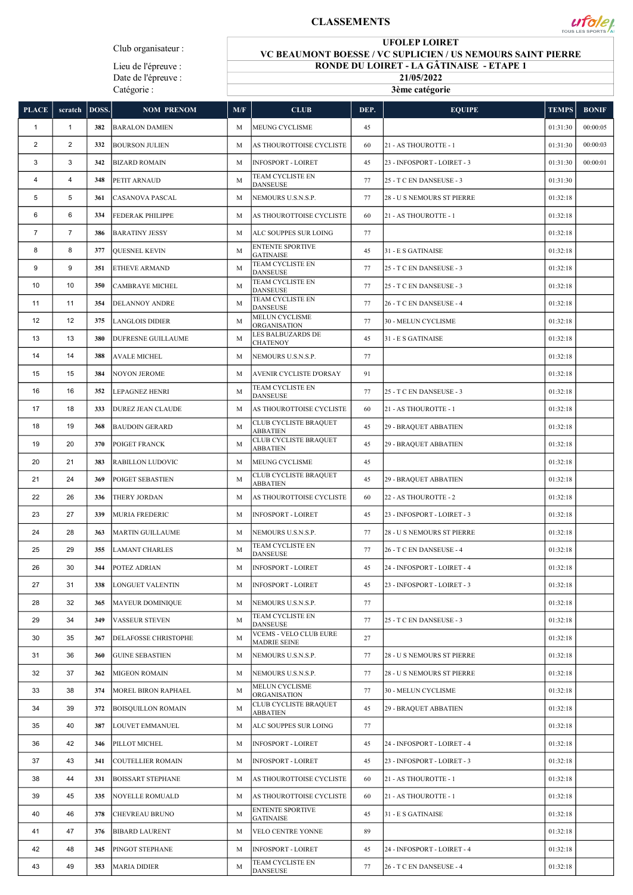# CLASSEMENTS

| | |
|---|---|
| Club organisateur : | UFOLEP LOIRET<br>VC BEAUMONT BOESSE / VC SUPLICIEN / US NEMOURS SAINT PIERRE |
| Lieu de l'épreuve : | RONDE DU LOIRET - LA GÂTINAISE - ETAPE 1 |
| Date de l'épreuve : | 21/05/2022 |
| Catégorie : | 3ème catégorie |

| PLACE | scratch | DOSS. | NOM PRENOM | M/F | CLUB | DEP. | EQUIPE | TEMPS | BONIF |
|---|---|---|---|---|---|---|---|---|---|
| 1 | 1 | 382 | BARALON DAMIEN | M | MEUNG CYCLISME | 45 | | 01:31:30 | 00:00:05 |
| 2 | 2 | 332 | BOURSON JULIEN | M | AS THOUROTTOISE CYCLISTE | 60 | 21 - AS THOUROTTE - 1 | 01:31:30 | 00:00:03 |
| 3 | 3 | 342 | BIZARD ROMAIN | M | INFOSPORT - LOIRET | 45 | 23 - INFOSPORT - LOIRET - 3 | 01:31:30 | 00:00:01 |
| 4 | 4 | 348 | PETIT ARNAUD | M | TEAM CYCLISTE EN DANSEUSE | 77 | 25 - T C EN DANSEUSE - 3 | 01:31:30 | |
| 5 | 5 | 361 | CASANOVA PASCAL | M | NEMOURS U.S.N.S.P. | 77 | 28 - U S NEMOURS ST PIERRE | 01:32:18 | |
| 6 | 6 | 334 | FEDERAK PHILIPPE | M | AS THOUROTTOISE CYCLISTE | 60 | 21 - AS THOUROTTE - 1 | 01:32:18 | |
| 7 | 7 | 386 | BARATINY JESSY | M | ALC SOUPPES SUR LOING | 77 | | 01:32:18 | |
| 8 | 8 | 377 | QUESNEL KEVIN | M | ENTENTE SPORTIVE GATINAISE | 45 | 31 - E S GATINAISE | 01:32:18 | |
| 9 | 9 | 351 | ETHEVE ARMAND | M | TEAM CYCLISTE EN DANSEUSE | 77 | 25 - T C EN DANSEUSE - 3 | 01:32:18 | |
| 10 | 10 | 350 | CAMBRAYE MICHEL | M | TEAM CYCLISTE EN DANSEUSE | 77 | 25 - T C EN DANSEUSE - 3 | 01:32:18 | |
| 11 | 11 | 354 | DELANNOY ANDRE | M | TEAM CYCLISTE EN DANSEUSE | 77 | 26 - T C EN DANSEUSE - 4 | 01:32:18 | |
| 12 | 12 | 375 | LANGLOIS DIDIER | M | MELUN CYCLISME ORGANISATION | 77 | 30 - MELUN CYCLISME | 01:32:18 | |
| 13 | 13 | 380 | DUFRESNE GUILLAUME | M | LES BALBUZARDS DE CHATENOY | 45 | 31 - E S GATINAISE | 01:32:18 | |
| 14 | 14 | 388 | AVALE MICHEL | M | NEMOURS U.S.N.S.P. | 77 | | 01:32:18 | |
| 15 | 15 | 384 | NOYON JEROME | M | AVENIR CYCLISTE D'ORSAY | 91 | | 01:32:18 | |
| 16 | 16 | 352 | LEPAGNEZ HENRI | M | TEAM CYCLISTE EN DANSEUSE | 77 | 25 - T C EN DANSEUSE - 3 | 01:32:18 | |
| 17 | 18 | 333 | DUREZ JEAN CLAUDE | M | AS THOUROTTOISE CYCLISTE | 60 | 21 - AS THOUROTTE - 1 | 01:32:18 | |
| 18 | 19 | 368 | BAUDOIN GERARD | M | CLUB CYCLISTE BRAQUET ABBATIEN | 45 | 29 - BRAQUET ABBATIEN | 01:32:18 | |
| 19 | 20 | 370 | POIGET FRANCK | M | CLUB CYCLISTE BRAQUET ABBATIEN | 45 | 29 - BRAQUET ABBATIEN | 01:32:18 | |
| 20 | 21 | 383 | RABILLON LUDOVIC | M | MEUNG CYCLISME | 45 | | 01:32:18 | |
| 21 | 24 | 369 | POIGET SEBASTIEN | M | CLUB CYCLISTE BRAQUET ABBATIEN | 45 | 29 - BRAQUET ABBATIEN | 01:32:18 | |
| 22 | 26 | 336 | THERY JORDAN | M | AS THOUROTTOISE CYCLISTE | 60 | 22 - AS THOUROTTE - 2 | 01:32:18 | |
| 23 | 27 | 339 | MURIA FREDERIC | M | INFOSPORT - LOIRET | 45 | 23 - INFOSPORT - LOIRET - 3 | 01:32:18 | |
| 24 | 28 | 363 | MARTIN GUILLAUME | M | NEMOURS U.S.N.S.P. | 77 | 28 - U S NEMOURS ST PIERRE | 01:32:18 | |
| 25 | 29 | 355 | LAMANT CHARLES | M | TEAM CYCLISTE EN DANSEUSE | 77 | 26 - T C EN DANSEUSE - 4 | 01:32:18 | |
| 26 | 30 | 344 | POTEZ ADRIAN | M | INFOSPORT - LOIRET | 45 | 24 - INFOSPORT - LOIRET - 4 | 01:32:18 | |
| 27 | 31 | 338 | LONGUET VALENTIN | M | INFOSPORT - LOIRET | 45 | 23 - INFOSPORT - LOIRET - 3 | 01:32:18 | |
| 28 | 32 | 365 | MAYEUR DOMINIQUE | M | NEMOURS U.S.N.S.P. | 77 | | 01:32:18 | |
| 29 | 34 | 349 | VASSEUR STEVEN | M | TEAM CYCLISTE EN DANSEUSE | 77 | 25 - T C EN DANSEUSE - 3 | 01:32:18 | |
| 30 | 35 | 367 | DELAFOSSE CHRISTOPHE | M | VCEMS - VELO CLUB EURE MADRIE SEINE | 27 | | 01:32:18 | |
| 31 | 36 | 360 | GUINE SEBASTIEN | M | NEMOURS U.S.N.S.P. | 77 | 28 - U S NEMOURS ST PIERRE | 01:32:18 | |
| 32 | 37 | 362 | MIGEON ROMAIN | M | NEMOURS U.S.N.S.P. | 77 | 28 - U S NEMOURS ST PIERRE | 01:32:18 | |
| 33 | 38 | 374 | MOREL BIRON RAPHAEL | M | MELUN CYCLISME ORGANISATION | 77 | 30 - MELUN CYCLISME | 01:32:18 | |
| 34 | 39 | 372 | BOISQUILLON ROMAIN | M | CLUB CYCLISTE BRAQUET ABBATIEN | 45 | 29 - BRAQUET ABBATIEN | 01:32:18 | |
| 35 | 40 | 387 | LOUVET EMMANUEL | M | ALC SOUPPES SUR LOING | 77 | | 01:32:18 | |
| 36 | 42 | 346 | PILLOT MICHEL | M | INFOSPORT - LOIRET | 45 | 24 - INFOSPORT - LOIRET - 4 | 01:32:18 | |
| 37 | 43 | 341 | COUTELLIER ROMAIN | M | INFOSPORT - LOIRET | 45 | 23 - INFOSPORT - LOIRET - 3 | 01:32:18 | |
| 38 | 44 | 331 | BOISSART STEPHANE | M | AS THOUROTTOISE CYCLISTE | 60 | 21 - AS THOUROTTE - 1 | 01:32:18 | |
| 39 | 45 | 335 | NOYELLE ROMUALD | M | AS THOUROTTOISE CYCLISTE | 60 | 21 - AS THOUROTTE - 1 | 01:32:18 | |
| 40 | 46 | 378 | CHEVREAU BRUNO | M | ENTENTE SPORTIVE GATINAISE | 45 | 31 - E S GATINAISE | 01:32:18 | |
| 41 | 47 | 376 | BIBARD LAURENT | M | VELO CENTRE YONNE | 89 | | 01:32:18 | |
| 42 | 48 | 345 | PINGOT STEPHANE | M | INFOSPORT - LOIRET | 45 | 24 - INFOSPORT - LOIRET - 4 | 01:32:18 | |
| 43 | 49 | 353 | MARIA DIDIER | M | TEAM CYCLISTE EN DANSEUSE | 77 | 26 - T C EN DANSEUSE - 4 | 01:32:18 | |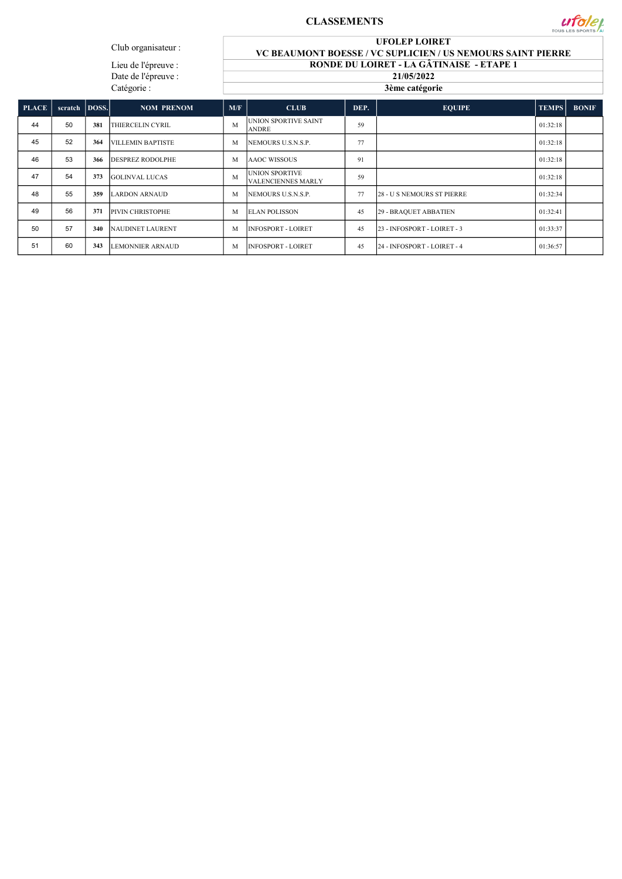# CLASSEMENTS

| | |
|---|---|
| Club organisateur : | UFOLEP LOIRET<br>VC BEAUMONT BOESSE / VC SUPLICIEN / US NEMOURS SAINT PIERRE |
| Lieu de l'épreuve : | RONDE DU LOIRET - LA GÂTINAISE - ETAPE 1 |
| Date de l'épreuve : | 21/05/2022 |
| Catégorie : | 3ème catégorie |

| PLACE | scratch | DOSS. | NOM PRENOM | M/F | CLUB | DEP. | EQUIPE | TEMPS | BONIF |
|---|---|---|---|---|---|---|---|---|---|
| 44 | 50 | 381 | THIERCELIN CYRIL | M | UNION SPORTIVE SAINT ANDRE | 59 | | 01:32:18 | |
| 45 | 52 | 364 | VILLEMIN BAPTISTE | M | NEMOURS U.S.N.S.P. | 77 | | 01:32:18 | |
| 46 | 53 | 366 | DESPREZ RODOLPHE | M | AAOC WISSOUS | 91 | | 01:32:18 | |
| 47 | 54 | 373 | GOLINVAL LUCAS | M | UNION SPORTIVE VALENCIENNES MARLY | 59 | | 01:32:18 | |
| 48 | 55 | 359 | LARDON ARNAUD | M | NEMOURS U.S.N.S.P. | 77 | 28 - U S NEMOURS ST PIERRE | 01:32:34 | |
| 49 | 56 | 371 | PIVIN CHRISTOPHE | M | ELAN POLISSON | 45 | 29 - BRAQUET ABBATIEN | 01:32:41 | |
| 50 | 57 | 340 | NAUDINET LAURENT | M | INFOSPORT - LOIRET | 45 | 23 - INFOSPORT - LOIRET - 3 | 01:33:37 | |
| 51 | 60 | 343 | LEMONNIER ARNAUD | M | INFOSPORT - LOIRET | 45 | 24 - INFOSPORT - LOIRET - 4 | 01:36:57 | |